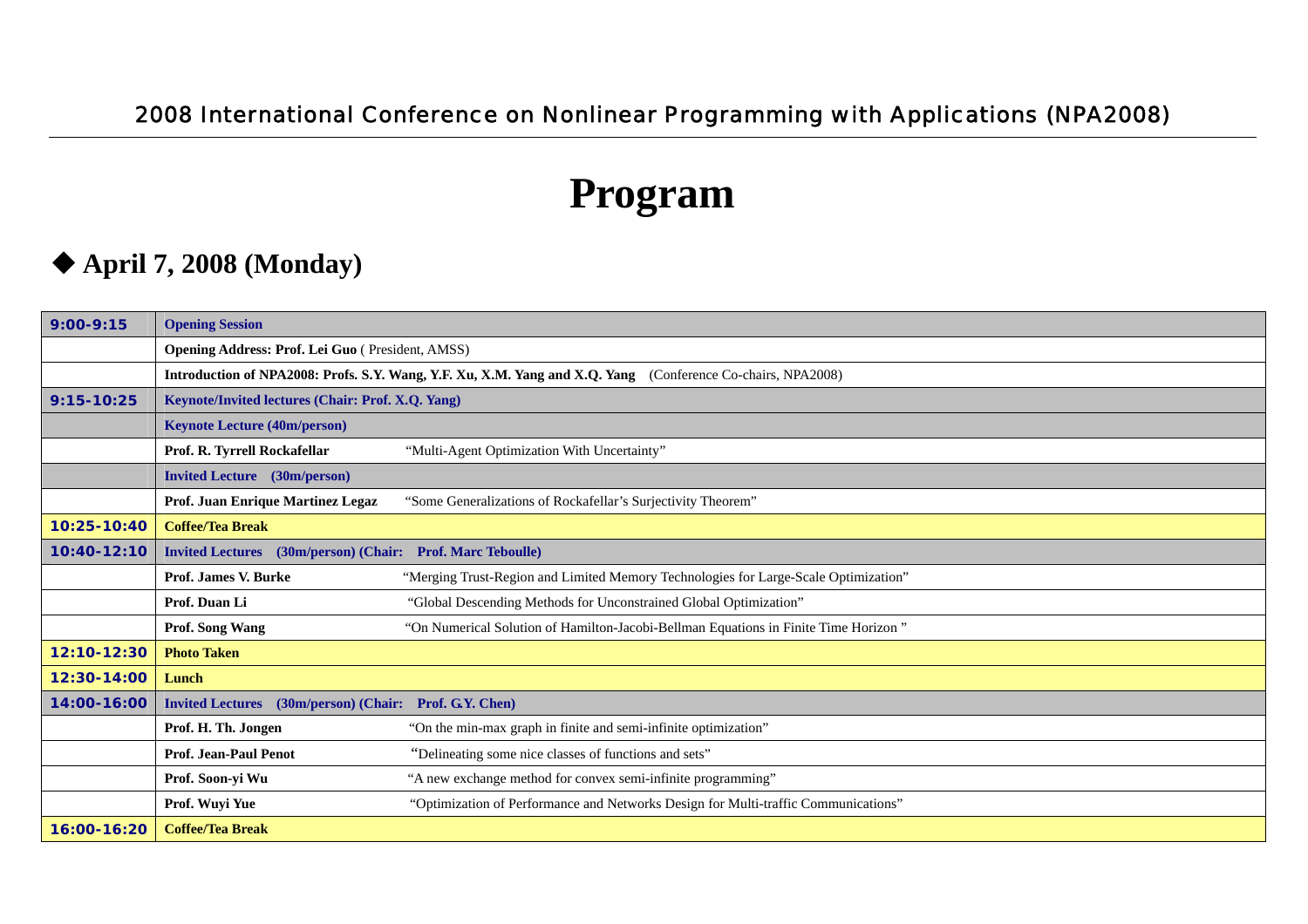2008 International Conference on Nonlinear Programming with Applications (NPA2008)

# Program

## ◆ April 7, 2008 (Monday)

| Time | | |
|---|---|---|
| 9:00-9:15 | **Opening Session** | |
| | **Opening Address: Prof. Lei Guo** ( President, AMSS) | |
| | **Introduction of NPA2008: Profs. S.Y. Wang, Y.F. Xu, X.M. Yang and X.Q. Yang** (Conference Co-chairs, NPA2008) | |
| 9:15-10:25 | **Keynote/Invited lectures (Chair: Prof. X.Q. Yang)** | |
| | **Keynote Lecture (40m/person)** | |
| | **Prof. R. Tyrrell Rockafellar** | "Multi-Agent Optimization With Uncertainty" |
| | **Invited Lecture (30m/person)** | |
| | **Prof. Juan Enrique Martinez Legaz** | "Some Generalizations of Rockafellar's Surjectivity Theorem" |
| 10:25-10:40 | **Coffee/Tea Break** | |
| 10:40-12:10 | **Invited Lectures (30m/person) (Chair: Prof. Marc Teboulle)** | |
| | **Prof. James V. Burke** | "Merging Trust-Region and Limited Memory Technologies for Large-Scale Optimization" |
| | **Prof. Duan Li** | "Global Descending Methods for Unconstrained Global Optimization" |
| | **Prof. Song Wang** | "On Numerical Solution of Hamilton-Jacobi-Bellman Equations in Finite Time Horizon " |
| 12:10-12:30 | **Photo Taken** | |
| 12:30-14:00 | **Lunch** | |
| 14:00-16:00 | **Invited Lectures (30m/person) (Chair: Prof. G.Y. Chen)** | |
| | **Prof. H. Th. Jongen** | "On the min-max graph in finite and semi-infinite optimization" |
| | **Prof. Jean-Paul Penot** | "Delineating some nice classes of functions and sets" |
| | **Prof. Soon-yi Wu** | "A new exchange method for convex semi-infinite programming" |
| | **Prof. Wuyi Yue** | "Optimization of Performance and Networks Design for Multi-traffic Communications" |
| 16:00-16:20 | **Coffee/Tea Break** | |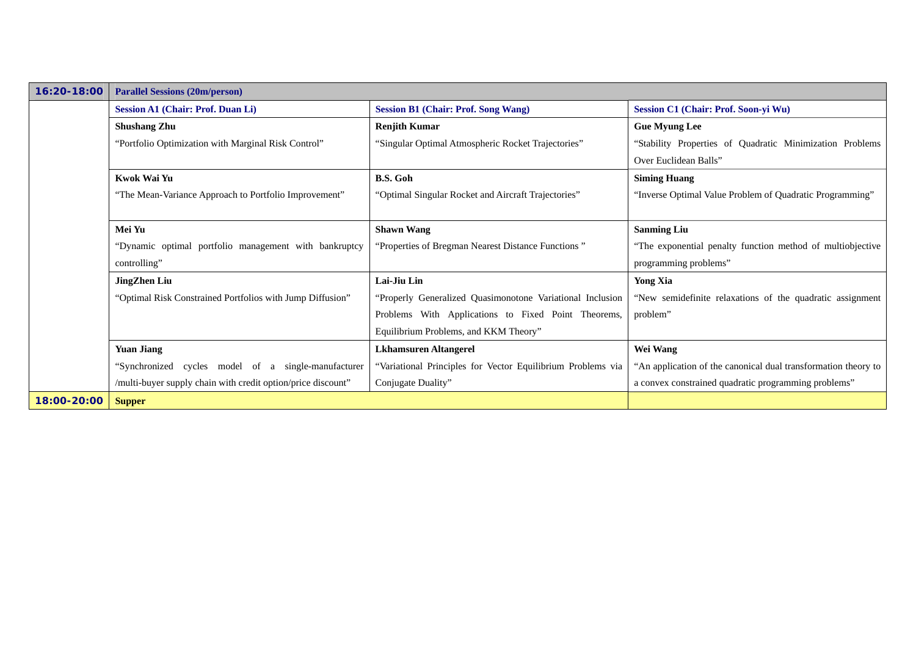| 16:20-18:00 | **Parallel Sessions (20m/person)** | | |
|---|---|---|---|
| | **Session A1 (Chair: Prof. Duan Li)** | **Session B1 (Chair: Prof. Song Wang)** | **Session C1 (Chair: Prof. Soon-yi Wu)** |
| | **Shushang Zhu**<br>“Portfolio Optimization with Marginal Risk Control” | **Renjith Kumar**<br>“Singular Optimal Atmospheric Rocket Trajectories” | **Gue Myung Lee**<br>“Stability Properties of Quadratic Minimization Problems Over Euclidean Balls” |
| | **Kwok Wai Yu**<br>“The Mean-Variance Approach to Portfolio Improvement” | **B.S. Goh**<br>“Optimal Singular Rocket and Aircraft Trajectories” | **Siming Huang**<br>“Inverse Optimal Value Problem of Quadratic Programming” |
| | **Mei Yu**<br>“Dynamic optimal portfolio management with bankruptcy controlling” | **Shawn Wang**<br>“Properties of Bregman Nearest Distance Functions ” | **Sanming Liu**<br>“The exponential penalty function method of multiobjective programming problems” |
| | **JingZhen Liu**<br>“Optimal Risk Constrained Portfolios with Jump Diffusion” | **Lai-Jiu Lin**<br>“Properly Generalized Quasimonotone Variational Inclusion Problems With Applications to Fixed Point Theorems, Equilibrium Problems, and KKM Theory” | **Yong Xia**<br>“New semidefinite relaxations of the quadratic assignment problem” |
| | **Yuan Jiang**<br>“Synchronized cycles model of a single-manufacturer /multi-buyer supply chain with credit option/price discount” | **Lkhamsuren Altangerel**<br>“Variational Principles for Vector Equilibrium Problems via Conjugate Duality” | **Wei Wang**<br>“An application of the canonical dual transformation theory to a convex constrained quadratic programming problems” |
| 18:00-20:00 | **Supper** | | |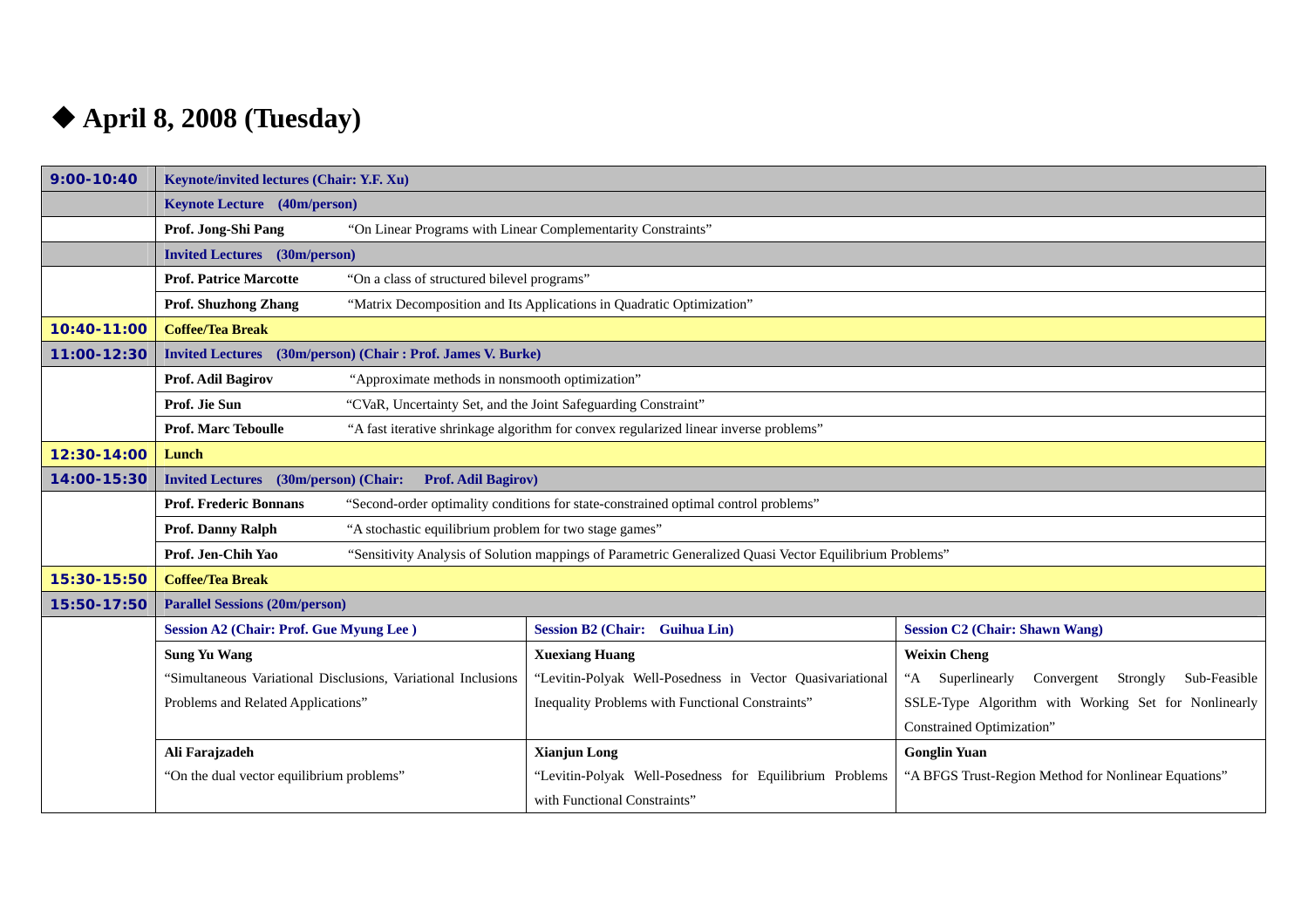## ◆ April 8, 2008 (Tuesday)

| | | | |
|---|---|---|---|
| **9:00-10:40** | **Keynote/invited lectures (Chair: Y.F. Xu)** | | |
| | **Keynote Lecture (40m/person)** | | |
| | **Prof. Jong-Shi Pang** “On Linear Programs with Linear Complementarity Constraints” | | |
| | **Invited Lectures (30m/person)** | | |
| | **Prof. Patrice Marcotte** “On a class of structured bilevel programs” | | |
| | **Prof. Shuzhong Zhang** “Matrix Decomposition and Its Applications in Quadratic Optimization” | | |
| **10:40-11:00** | **Coffee/Tea Break** | | |
| **11:00-12:30** | **Invited Lectures (30m/person) (Chair : Prof. James V. Burke)** | | |
| | **Prof. Adil Bagirov** “Approximate methods in nonsmooth optimization” | | |
| | **Prof. Jie Sun** “CVaR, Uncertainty Set, and the Joint Safeguarding Constraint” | | |
| | **Prof. Marc Teboulle** “A fast iterative shrinkage algorithm for convex regularized linear inverse problems” | | |
| **12:30-14:00** | **Lunch** | | |
| **14:00-15:30** | **Invited Lectures (30m/person) (Chair: Prof. Adil Bagirov)** | | |
| | **Prof. Frederic Bonnans** “Second-order optimality conditions for state-constrained optimal control problems” | | |
| | **Prof. Danny Ralph** “A stochastic equilibrium problem for two stage games” | | |
| | **Prof. Jen-Chih Yao** “Sensitivity Analysis of Solution mappings of Parametric Generalized Quasi Vector Equilibrium Problems” | | |
| **15:30-15:50** | **Coffee/Tea Break** | | |
| **15:50-17:50** | **Parallel Sessions (20m/person)** | | |
| | **Session A2 (Chair: Prof. Gue Myung Lee )** | **Session B2 (Chair: Guihua Lin)** | **Session C2 (Chair: Shawn Wang)** |
| | **Sung Yu Wang** “Simultaneous Variational Disclusions, Variational Inclusions Problems and Related Applications” | **Xuexiang Huang** “Levitin-Polyak Well-Posedness in Vector Quasivariational Inequality Problems with Functional Constraints” | **Weixin Cheng** “A Superlinearly Convergent Strongly Sub-Feasible SSLE-Type Algorithm with Working Set for Nonlinearly Constrained Optimization” |
| | **Ali Farajzadeh** “On the dual vector equilibrium problems” | **Xianjun Long** “Levitin-Polyak Well-Posedness for Equilibrium Problems with Functional Constraints” | **Gonglin Yuan** “A BFGS Trust-Region Method for Nonlinear Equations” |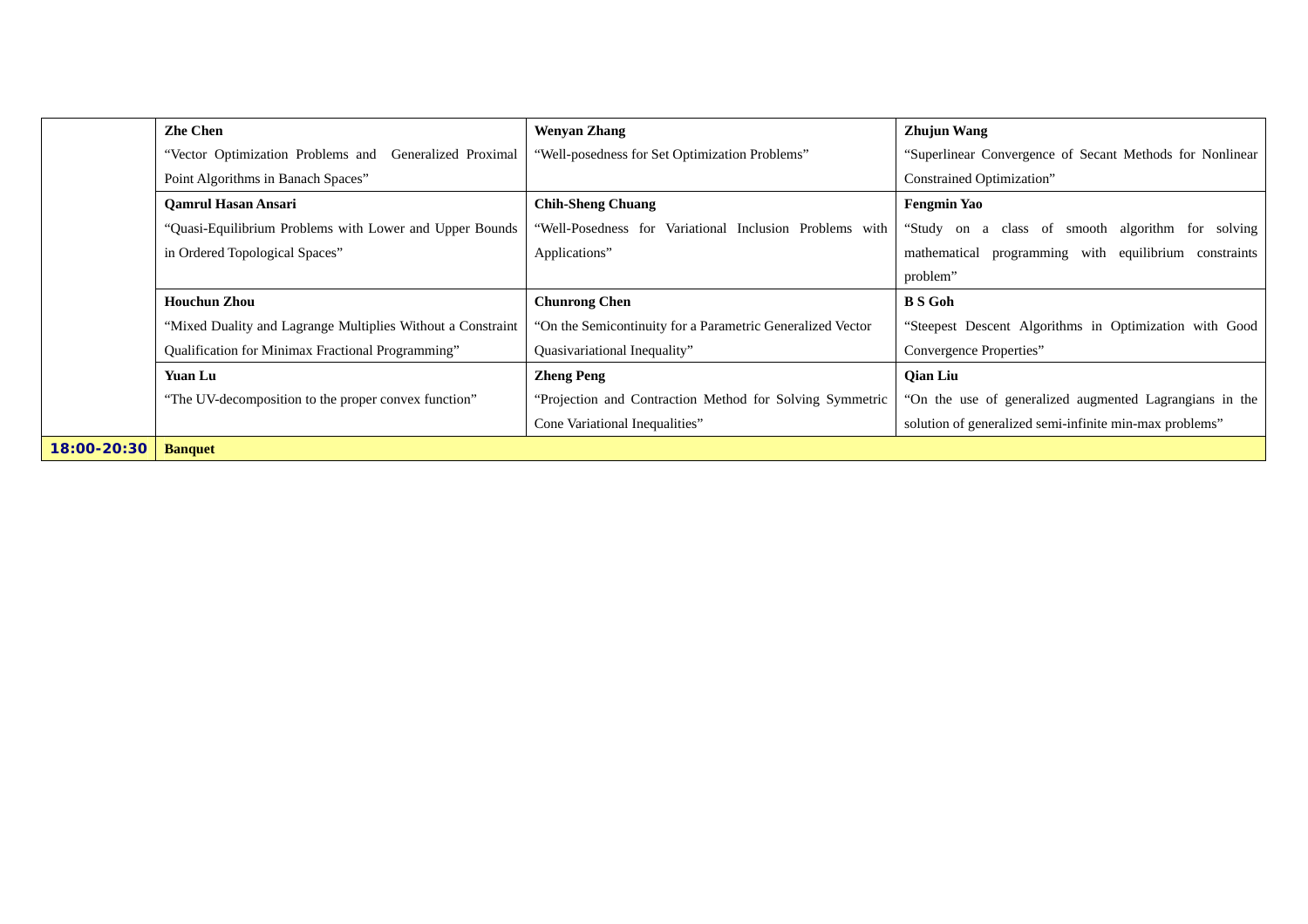| | | | |
|---|---|---|---|
| | **Zhe Chen**<br>"Vector Optimization Problems and Generalized Proximal Point Algorithms in Banach Spaces" | **Wenyan Zhang**<br>"Well-posedness for Set Optimization Problems" | **Zhujun Wang**<br>"Superlinear Convergence of Secant Methods for Nonlinear Constrained Optimization" |
| | **Qamrul Hasan Ansari**<br>"Quasi-Equilibrium Problems with Lower and Upper Bounds in Ordered Topological Spaces" | **Chih-Sheng Chuang**<br>"Well-Posedness for Variational Inclusion Problems with Applications" | **Fengmin Yao**<br>"Study on a class of smooth algorithm for solving mathematical programming with equilibrium constraints problem" |
| | **Houchun Zhou**<br>"Mixed Duality and Lagrange Multiplies Without a Constraint Qualification for Minimax Fractional Programming" | **Chunrong Chen**<br>"On the Semicontinuity for a Parametric Generalized Vector Quasivariational Inequality" | **B S Goh**<br>"Steepest Descent Algorithms in Optimization with Good Convergence Properties" |
| | **Yuan Lu**<br>"The UV-decomposition to the proper convex function" | **Zheng Peng**<br>"Projection and Contraction Method for Solving Symmetric Cone Variational Inequalities" | **Qian Liu**<br>"On the use of generalized augmented Lagrangians in the solution of generalized semi-infinite min-max problems" |
| **18:00-20:30** | **Banquet** | | |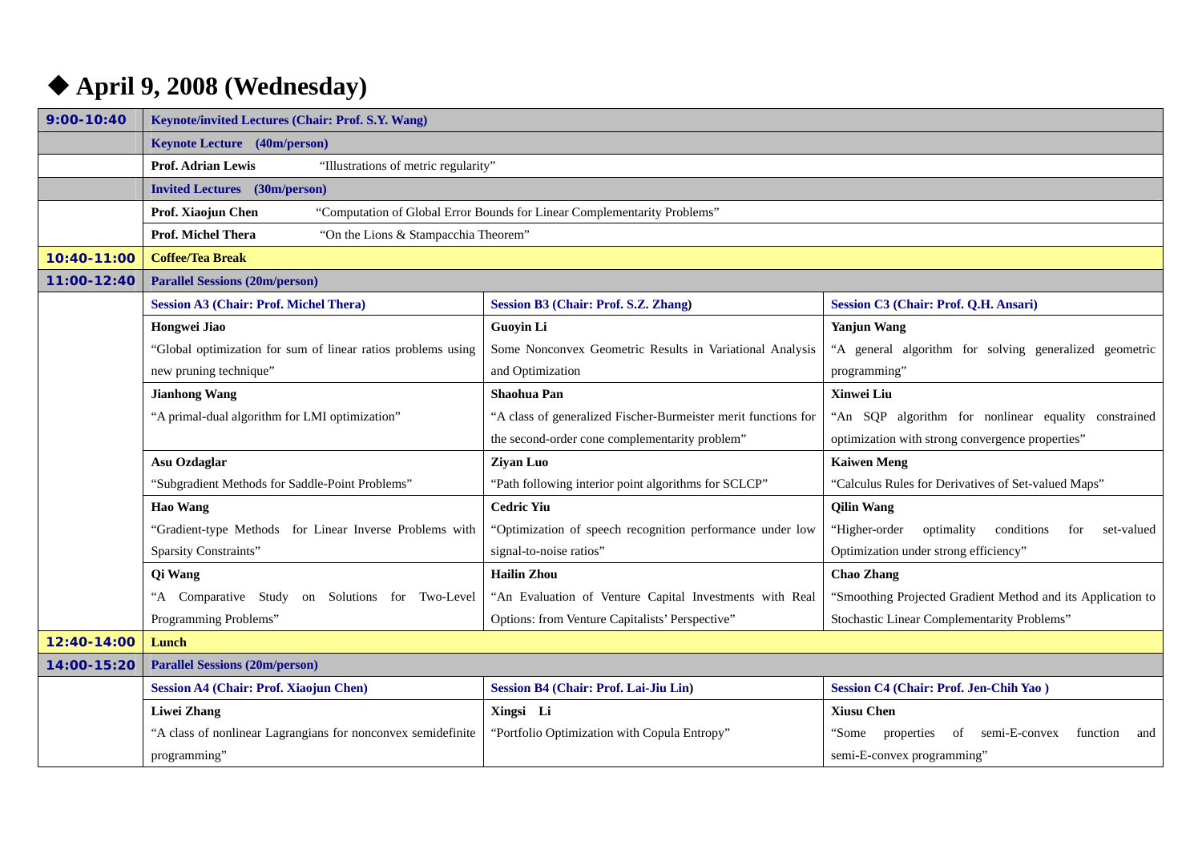# ◆ April 9, 2008 (Wednesday)

| | | | |
|---|---|---|---|
| **9:00-10:40** | **Keynote/invited Lectures (Chair: Prof. S.Y. Wang)** | | |
| | **Keynote Lecture (40m/person)** | | |
| | **Prof. Adrian Lewis** "Illustrations of metric regularity" | | |
| | **Invited Lectures (30m/person)** | | |
| | **Prof. Xiaojun Chen** "Computation of Global Error Bounds for Linear Complementarity Problems" | | |
| | **Prof. Michel Thera** "On the Lions & Stampacchia Theorem" | | |
| **10:40-11:00** | **Coffee/Tea Break** | | |
| **11:00-12:40** | **Parallel Sessions (20m/person)** | | |
| | **Session A3 (Chair: Prof. Michel Thera)** | **Session B3 (Chair: Prof. S.Z. Zhang)** | **Session C3 (Chair: Prof. Q.H. Ansari)** |
| | **Hongwei Jiao**<br>"Global optimization for sum of linear ratios problems using new pruning technique" | **Guoyin Li**<br>Some Nonconvex Geometric Results in Variational Analysis and Optimization | **Yanjun Wang**<br>"A general algorithm for solving generalized geometric programming" |
| | **Jianhong Wang**<br>"A primal-dual algorithm for LMI optimization" | **Shaohua Pan**<br>"A class of generalized Fischer-Burmeister merit functions for the second-order cone complementarity problem" | **Xinwei Liu**<br>"An SQP algorithm for nonlinear equality constrained optimization with strong convergence properties" |
| | **Asu Ozdaglar**<br>"Subgradient Methods for Saddle-Point Problems" | **Ziyan Luo**<br>"Path following interior point algorithms for SCLCP" | **Kaiwen Meng**<br>"Calculus Rules for Derivatives of Set-valued Maps" |
| | **Hao Wang**<br>"Gradient-type Methods for Linear Inverse Problems with Sparsity Constraints" | **Cedric Yiu**<br>"Optimization of speech recognition performance under low signal-to-noise ratios" | **Qilin Wang**<br>"Higher-order optimality conditions for set-valued Optimization under strong efficiency" |
| | **Qi Wang**<br>"A Comparative Study on Solutions for Two-Level Programming Problems" | **Hailin Zhou**<br>"An Evaluation of Venture Capital Investments with Real Options: from Venture Capitalists' Perspective" | **Chao Zhang**<br>"Smoothing Projected Gradient Method and its Application to Stochastic Linear Complementarity Problems" |
| **12:40-14:00** | **Lunch** | | |
| **14:00-15:20** | **Parallel Sessions (20m/person)** | | |
| | **Session A4 (Chair: Prof. Xiaojun Chen)** | **Session B4 (Chair: Prof. Lai-Jiu Lin)** | **Session C4 (Chair: Prof. Jen-Chih Yao )** |
| | **Liwei Zhang**<br>"A class of nonlinear Lagrangians for nonconvex semidefinite programming" | **Xingsi Li**<br>"Portfolio Optimization with Copula Entropy" | **Xiusu Chen**<br>"Some properties of semi-E-convex function and semi-E-convex programming" |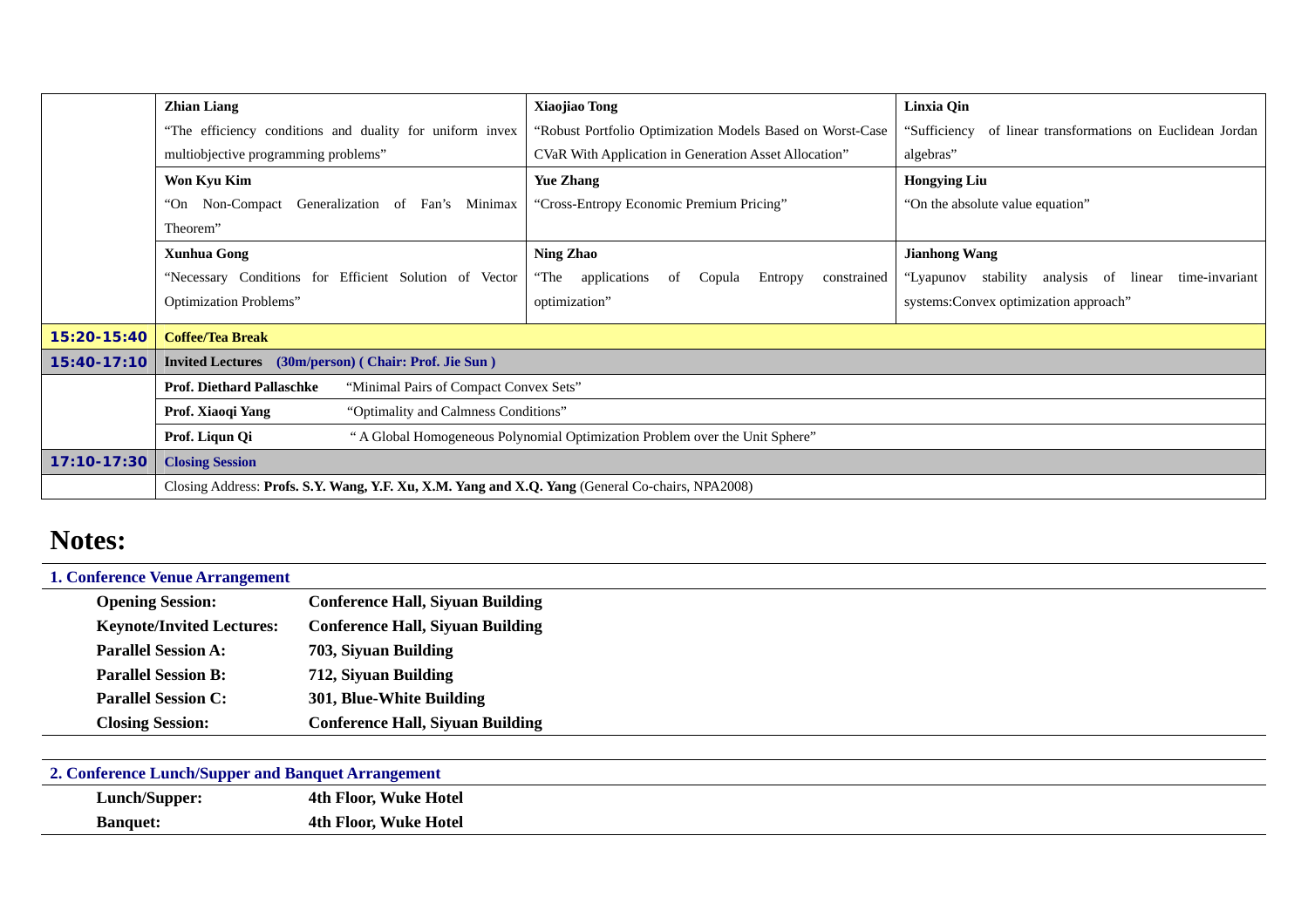| | | | |
|---|---|---|---|
| | **Zhian Liang** "The efficiency conditions and duality for uniform invex multiobjective programming problems" | **Xiaojiao Tong** "Robust Portfolio Optimization Models Based on Worst-Case CVaR With Application in Generation Asset Allocation" | **Linxia Qin** "Sufficiency of linear transformations on Euclidean Jordan algebras" |
| | **Won Kyu Kim** "On Non-Compact Generalization of Fan's Minimax Theorem" | **Yue Zhang** "Cross-Entropy Economic Premium Pricing" | **Hongying Liu** "On the absolute value equation" |
| | **Xunhua Gong** "Necessary Conditions for Efficient Solution of Vector Optimization Problems" | **Ning Zhao** "The applications of Copula Entropy constrained optimization" | **Jianhong Wang** "Lyapunov stability analysis of linear time-invariant systems:Convex optimization approach" |
| **15:20-15:40** | **Coffee/Tea Break** | | |
| **15:40-17:10** | **Invited Lectures (30m/person) ( Chair: Prof. Jie Sun )** | | |
| | **Prof. Diethard Pallaschke** "Minimal Pairs of Compact Convex Sets" | | |
| | **Prof. Xiaoqi Yang** "Optimality and Calmness Conditions" | | |
| | **Prof. Liqun Qi** " A Global Homogeneous Polynomial Optimization Problem over the Unit Sphere" | | |
| **17:10-17:30** | **Closing Session** | | |
| | Closing Address: **Profs. S.Y. Wang, Y.F. Xu, X.M. Yang and X.Q. Yang** (General Co-chairs, NPA2008) | | |

# Notes:

**1. Conference Venue Arrangement**

| | |
|---|---|
| **Opening Session:** | **Conference Hall, Siyuan Building** |
| **Keynote/Invited Lectures:** | **Conference Hall, Siyuan Building** |
| **Parallel Session A:** | **703, Siyuan Building** |
| **Parallel Session B:** | **712, Siyuan Building** |
| **Parallel Session C:** | **301, Blue-White Building** |
| **Closing Session:** | **Conference Hall, Siyuan Building** |

**2. Conference Lunch/Supper and Banquet Arrangement**

| | |
|---|---|
| **Lunch/Supper:** | **4th Floor, Wuke Hotel** |
| **Banquet:** | **4th Floor, Wuke Hotel** |